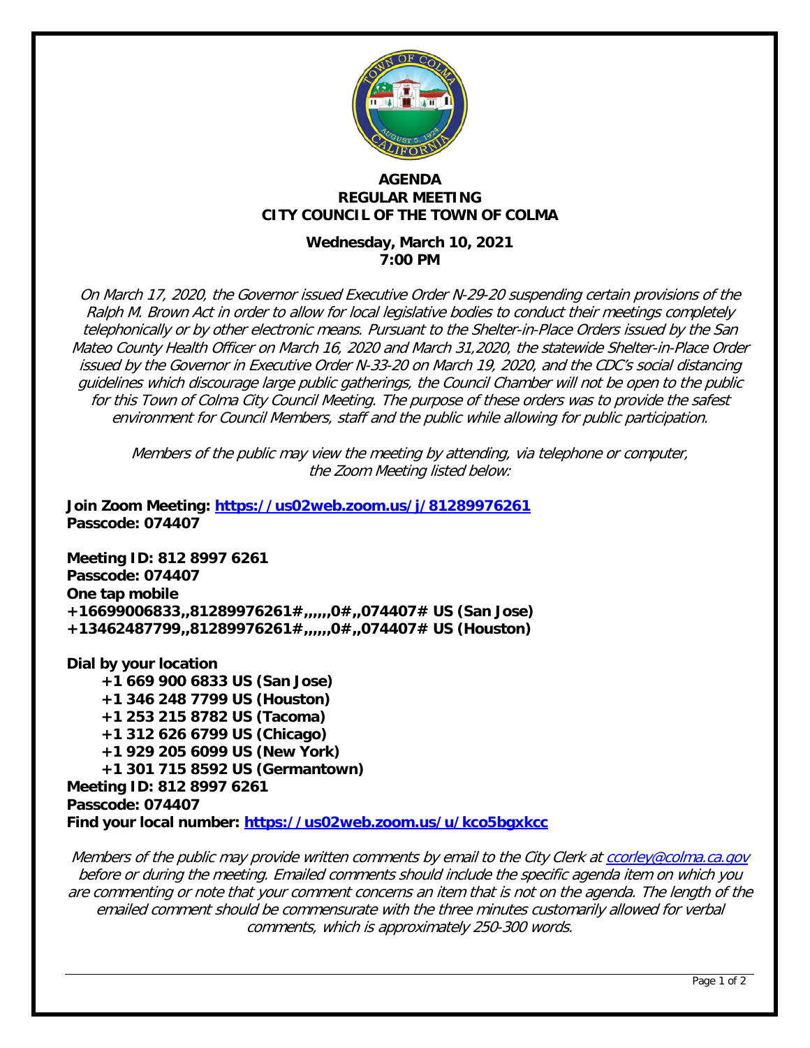# AGENDA
## REGULAR MEETING
## CITY COUNCIL OF THE TOWN OF COLMA

**Wednesday, March 10, 2021**
**7:00 PM**

*On March 17, 2020, the Governor issued Executive Order N-29-20 suspending certain provisions of the Ralph M. Brown Act in order to allow for local legislative bodies to conduct their meetings completely telephonically or by other electronic means. Pursuant to the Shelter-in-Place Orders issued by the San Mateo County Health Officer on March 16, 2020 and March 31,2020, the statewide Shelter-in-Place Order issued by the Governor in Executive Order N-33-20 on March 19, 2020, and the CDC's social distancing guidelines which discourage large public gatherings, the Council Chamber will not be open to the public for this Town of Colma City Council Meeting. The purpose of these orders was to provide the safest environment for Council Members, staff and the public while allowing for public participation.*

*Members of the public may view the meeting by attending, via telephone or computer, the Zoom Meeting listed below:*

**Join Zoom Meeting: https://us02web.zoom.us/j/81289976261**
**Passcode: 074407**

**Meeting ID: 812 8997 6261**
**Passcode: 074407**
**One tap mobile**
**+16699006833,,81289976261#,,,,,,0#,,074407# US (San Jose)**
**+13462487799,,81289976261#,,,,,,0#,,074407# US (Houston)**

**Dial by your location**
- **+1 669 900 6833 US (San Jose)**
- **+1 346 248 7799 US (Houston)**
- **+1 253 215 8782 US (Tacoma)**
- **+1 312 626 6799 US (Chicago)**
- **+1 929 205 6099 US (New York)**
- **+1 301 715 8592 US (Germantown)**

**Meeting ID: 812 8997 6261**
**Passcode: 074407**
**Find your local number: https://us02web.zoom.us/u/kco5bgxkcc**

*Members of the public may provide written comments by email to the City Clerk at ccorley@colma.ca.gov before or during the meeting. Emailed comments should include the specific agenda item on which you are commenting or note that your comment concerns an item that is not on the agenda. The length of the emailed comment should be commensurate with the three minutes customarily allowed for verbal comments, which is approximately 250-300 words.*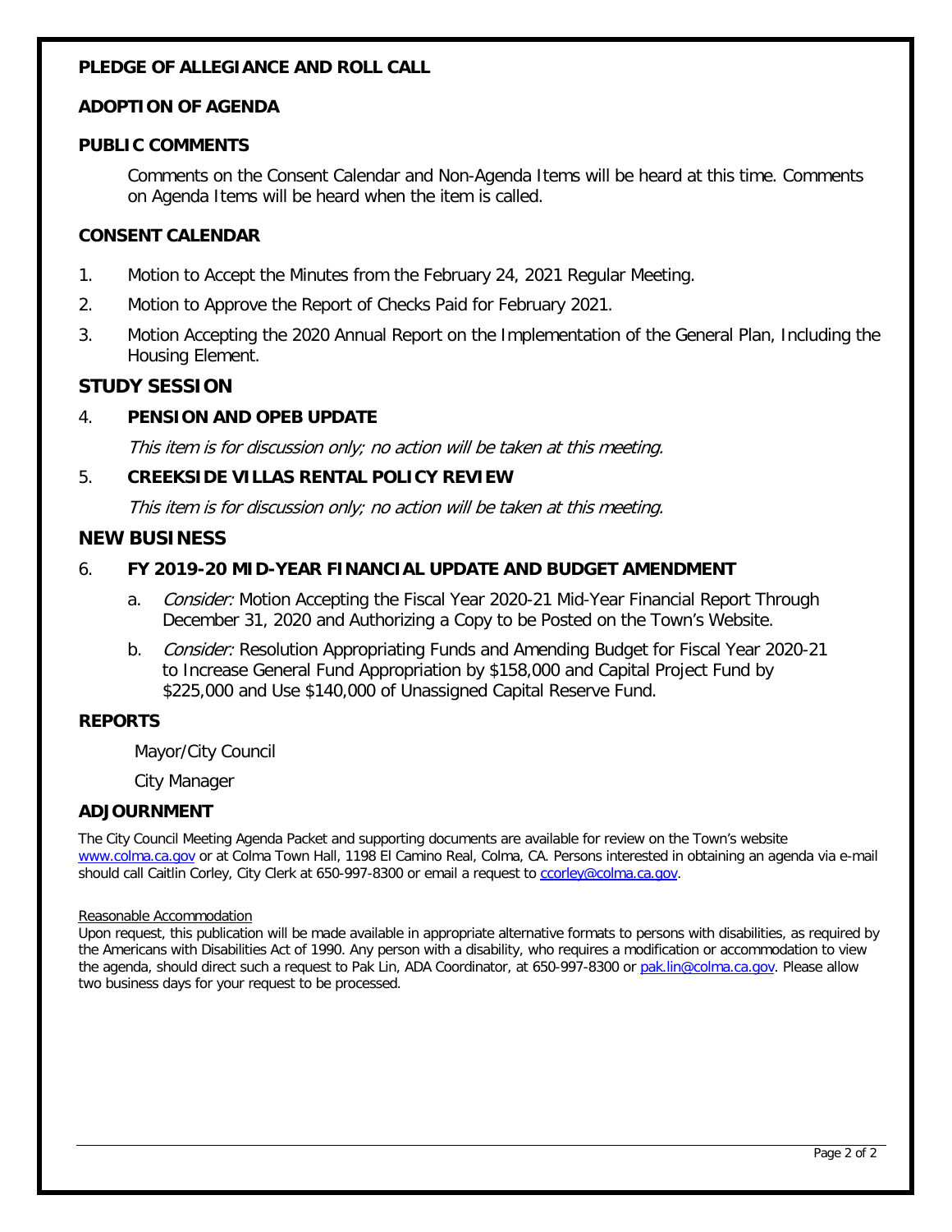**PLEDGE OF ALLEGIANCE AND ROLL CALL**

**ADOPTION OF AGENDA**

**PUBLIC COMMENTS**

Comments on the Consent Calendar and Non-Agenda Items will be heard at this time. Comments on Agenda Items will be heard when the item is called.

**CONSENT CALENDAR**

1. Motion to Accept the Minutes from the February 24, 2021 Regular Meeting.
2. Motion to Approve the Report of Checks Paid for February 2021.
3. Motion Accepting the 2020 Annual Report on the Implementation of the General Plan, Including the Housing Element.

## STUDY SESSION

4. **PENSION AND OPEB UPDATE**

   *This item is for discussion only; no action will be taken at this meeting.*

5. **CREEKSIDE VILLAS RENTAL POLICY REVIEW**

   *This item is for discussion only; no action will be taken at this meeting.*

## NEW BUSINESS

6. **FY 2019-20 MID-YEAR FINANCIAL UPDATE AND BUDGET AMENDMENT**

   a. *Consider:* Motion Accepting the Fiscal Year 2020-21 Mid-Year Financial Report Through December 31, 2020 and Authorizing a Copy to be Posted on the Town's Website.

   b. *Consider:* Resolution Appropriating Funds and Amending Budget for Fiscal Year 2020-21 to Increase General Fund Appropriation by $158,000 and Capital Project Fund by $225,000 and Use $140,000 of Unassigned Capital Reserve Fund.

**REPORTS**

Mayor/City Council

City Manager

**ADJOURNMENT**

The City Council Meeting Agenda Packet and supporting documents are available for review on the Town's website www.colma.ca.gov or at Colma Town Hall, 1198 El Camino Real, Colma, CA. Persons interested in obtaining an agenda via e-mail should call Caitlin Corley, City Clerk at 650-997-8300 or email a request to ccorley@colma.ca.gov.

Reasonable Accommodation

Upon request, this publication will be made available in appropriate alternative formats to persons with disabilities, as required by the Americans with Disabilities Act of 1990. Any person with a disability, who requires a modification or accommodation to view the agenda, should direct such a request to Pak Lin, ADA Coordinator, at 650-997-8300 or pak.lin@colma.ca.gov. Please allow two business days for your request to be processed.